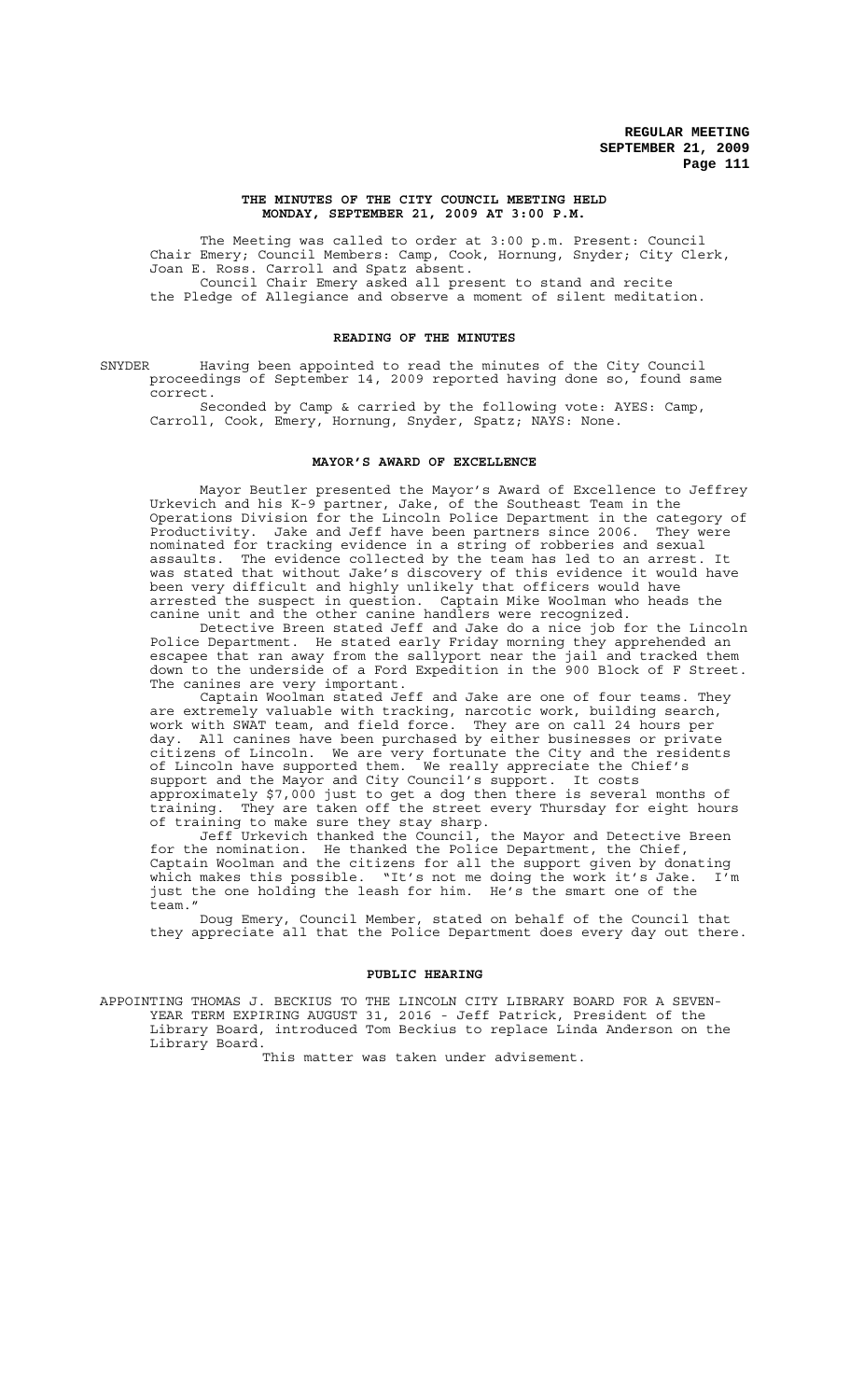**THE MINUTES OF THE CITY COUNCIL MEETING HELD MONDAY, SEPTEMBER 21, 2009 AT 3:00 P.M.**

The Meeting was called to order at 3:00 p.m. Present: Council Chair Emery; Council Members: Camp, Cook, Hornung, Snyder; City Clerk, Joan E. Ross. Carroll and Spatz absent.

Council Chair Emery asked all present to stand and recite the Pledge of Allegiance and observe a moment of silent meditation.

## READING OF THE MINUTES

SNYDER Having been appointed to read the minutes of the City Council proceedings of September 14, 2009 reported having done so, found same correct.

Seconded by Camp & carried by the following vote: AYES: Camp, Carroll, Cook, Emery, Hornung, Snyder, Spatz; NAYS: None.

## MAYOR'S AWARD OF EXCELLENCE

Mayor Beutler presented the Mayor's Award of Excellence to Jeffrey Urkevich and his K-9 partner, Jake, of the Southeast Team in the Operations Division for the Lincoln Police Department in the category of Productivity. Jake and Jeff have been partners since 2006. They were nominated for tracking evidence in a string of robberies and sexual assaults. The evidence collected by the team has led to an arrest. It was stated that without Jake's discovery of this evidence it would have been very difficult and highly unlikely that officers would have arrested the suspect in question. Captain Mike Woolman who heads the canine unit and the other canine handlers were recognized.

Detective Breen stated Jeff and Jake do a nice job for the Lincoln Police Department. He stated early Friday morning they apprehended an escapee that ran away from the sallyport near the jail and tracked them down to the underside of a Ford Expedition in the 900 Block of F Street. The canines are very important.

Captain Woolman stated Jeff and Jake are one of four teams. They are extremely valuable with tracking, narcotic work, building search, work with SWAT team, and field force. They are on call 24 hours per day. All canines have been purchased by either businesses or private citizens of Lincoln. We are very fortunate the City and the residents of Lincoln have supported them. We really appreciate the Chief's support and the Mayor and City Council's support. It costs approximately $7,000 just to get a dog then there is several months of training. They are taken off the street every Thursday for eight hours of training to make sure they stay sharp.

Jeff Urkevich thanked the Council, the Mayor and Detective Breen for the nomination. He thanked the Police Department, the Chief, Captain Woolman and the citizens for all the support given by donating which makes this possible. "It's not me doing the work it's Jake. I'm just the one holding the leash for him. He's the smart one of the team."

Doug Emery, Council Member, stated on behalf of the Council that they appreciate all that the Police Department does every day out there.

## PUBLIC HEARING

APPOINTING THOMAS J. BECKIUS TO THE LINCOLN CITY LIBRARY BOARD FOR A SEVEN-YEAR TERM EXPIRING AUGUST 31, 2016 - Jeff Patrick, President of the Library Board, introduced Tom Beckius to replace Linda Anderson on the Library Board.

This matter was taken under advisement.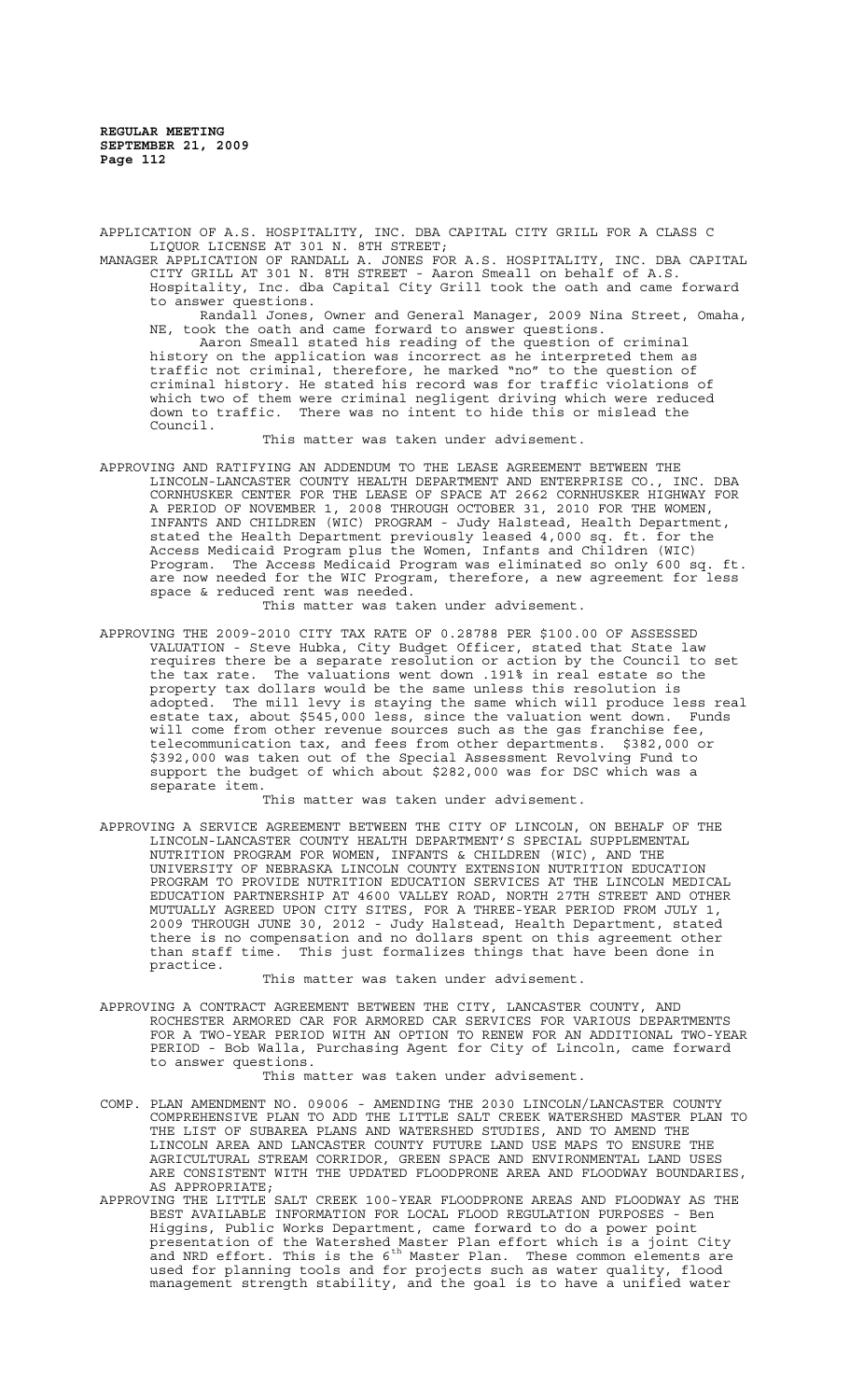APPLICATION OF A.S. HOSPITALITY, INC. DBA CAPITAL CITY GRILL FOR A CLASS C LIQUOR LICENSE AT 301 N. 8TH STREET;

MANAGER APPLICATION OF RANDALL A. JONES FOR A.S. HOSPITALITY, INC. DBA CAPITAL CITY GRILL AT 301 N. 8TH STREET - Aaron Smeall on behalf of A.S. Hospitality, Inc. dba Capital City Grill took the oath and came forward to answer questions.

Randall Jones, Owner and General Manager, 2009 Nina Street, Omaha, NE, took the oath and came forward to answer questions.

Aaron Smeall stated his reading of the question of criminal history on the application was incorrect as he interpreted them as traffic not criminal, therefore, he marked "no" to the question of criminal history. He stated his record was for traffic violations of which two of them were criminal negligent driving which were reduced down to traffic. There was no intent to hide this or mislead the Council.

This matter was taken under advisement.

APPROVING AND RATIFYING AN ADDENDUM TO THE LEASE AGREEMENT BETWEEN THE LINCOLN-LANCASTER COUNTY HEALTH DEPARTMENT AND ENTERPRISE CO., INC. DBA CORNHUSKER CENTER FOR THE LEASE OF SPACE AT 2662 CORNHUSKER HIGHWAY FOR A PERIOD OF NOVEMBER 1, 2008 THROUGH OCTOBER 31, 2010 FOR THE WOMEN, INFANTS AND CHILDREN (WIC) PROGRAM - Judy Halstead, Health Department, stated the Health Department previously leased 4,000 sq. ft. for the Access Medicaid Program plus the Women, Infants and Children (WIC) Program. The Access Medicaid Program was eliminated so only 600 sq. ft. are now needed for the WIC Program, therefore, a new agreement for less space & reduced rent was needed.

This matter was taken under advisement.

APPROVING THE 2009-2010 CITY TAX RATE OF 0.28788 PER $100.00 OF ASSESSED VALUATION - Steve Hubka, City Budget Officer, stated that State law requires there be a separate resolution or action by the Council to set the tax rate. The valuations went down .191% in real estate so the property tax dollars would be the same unless this resolution is adopted. The mill levy is staying the same which will produce less real estate tax, about $545,000 less, since the valuation went down. Funds will come from other revenue sources such as the gas franchise fee, telecommunication tax, and fees from other departments. $382,000 or $392,000 was taken out of the Special Assessment Revolving Fund to support the budget of which about $282,000 was for DSC which was a separate item.

This matter was taken under advisement.

APPROVING A SERVICE AGREEMENT BETWEEN THE CITY OF LINCOLN, ON BEHALF OF THE LINCOLN-LANCASTER COUNTY HEALTH DEPARTMENT'S SPECIAL SUPPLEMENTAL NUTRITION PROGRAM FOR WOMEN, INFANTS & CHILDREN (WIC), AND THE UNIVERSITY OF NEBRASKA LINCOLN COUNTY EXTENSION NUTRITION EDUCATION PROGRAM TO PROVIDE NUTRITION EDUCATION SERVICES AT THE LINCOLN MEDICAL EDUCATION PARTNERSHIP AT 4600 VALLEY ROAD, NORTH 27TH STREET AND OTHER MUTUALLY AGREED UPON CITY SITES, FOR A THREE-YEAR PERIOD FROM JULY 1, 2009 THROUGH JUNE 30, 2012 - Judy Halstead, Health Department, stated there is no compensation and no dollars spent on this agreement other than staff time. This just formalizes things that have been done in practice.

This matter was taken under advisement.

APPROVING A CONTRACT AGREEMENT BETWEEN THE CITY, LANCASTER COUNTY, AND ROCHESTER ARMORED CAR FOR ARMORED CAR SERVICES FOR VARIOUS DEPARTMENTS FOR A TWO-YEAR PERIOD WITH AN OPTION TO RENEW FOR AN ADDITIONAL TWO-YEAR PERIOD - Bob Walla, Purchasing Agent for City of Lincoln, came forward to answer questions.

This matter was taken under advisement.

COMP. PLAN AMENDMENT NO. 09006 - AMENDING THE 2030 LINCOLN/LANCASTER COUNTY COMPREHENSIVE PLAN TO ADD THE LITTLE SALT CREEK WATERSHED MASTER PLAN TO THE LIST OF SUBAREA PLANS AND WATERSHED STUDIES, AND TO AMEND THE LINCOLN AREA AND LANCASTER COUNTY FUTURE LAND USE MAPS TO ENSURE THE AGRICULTURAL STREAM CORRIDOR, GREEN SPACE AND ENVIRONMENTAL LAND USES ARE CONSISTENT WITH THE UPDATED FLOODPRONE AREA AND FLOODWAY BOUNDARIES, AS APPROPRIATE;

APPROVING THE LITTLE SALT CREEK 100-YEAR FLOODPRONE AREAS AND FLOODWAY AS THE BEST AVAILABLE INFORMATION FOR LOCAL FLOOD REGULATION PURPOSES - Ben Higgins, Public Works Department, came forward to do a power point presentation of the Watershed Master Plan effort which is a joint City and NRD effort. This is the 6th Master Plan. These common elements are used for planning tools and for projects such as water quality, flood management strength stability, and the goal is to have a unified water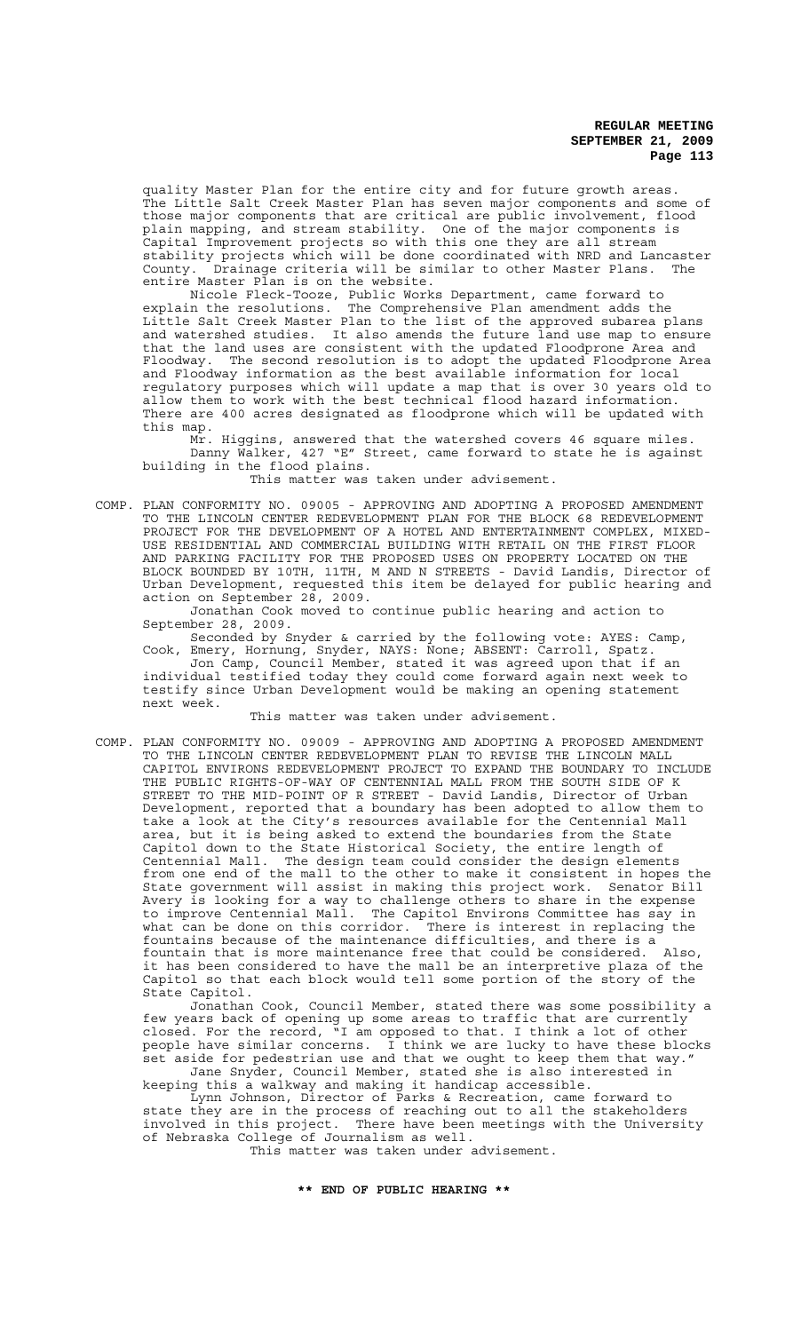quality Master Plan for the entire city and for future growth areas. The Little Salt Creek Master Plan has seven major components and some of those major components that are critical are public involvement, flood plain mapping, and stream stability. One of the major components is Capital Improvement projects so with this one they are all stream stability projects which will be done coordinated with NRD and Lancaster County. Drainage criteria will be similar to other Master Plans. The entire Master Plan is on the website.

Nicole Fleck-Tooze, Public Works Department, came forward to explain the resolutions. The Comprehensive Plan amendment adds the Little Salt Creek Master Plan to the list of the approved subarea plans and watershed studies. It also amends the future land use map to ensure that the land uses are consistent with the updated Floodprone Area and Floodway. The second resolution is to adopt the updated Floodprone Area and Floodway information as the best available information for local regulatory purposes which will update a map that is over 30 years old to allow them to work with the best technical flood hazard information. There are 400 acres designated as floodprone which will be updated with this map.

Mr. Higgins, answered that the watershed covers 46 square miles.

Danny Walker, 427 "E" Street, came forward to state he is against building in the flood plains.

This matter was taken under advisement.

COMP. PLAN CONFORMITY NO. 09005 - APPROVING AND ADOPTING A PROPOSED AMENDMENT TO THE LINCOLN CENTER REDEVELOPMENT PLAN FOR THE BLOCK 68 REDEVELOPMENT PROJECT FOR THE DEVELOPMENT OF A HOTEL AND ENTERTAINMENT COMPLEX, MIXED-USE RESIDENTIAL AND COMMERCIAL BUILDING WITH RETAIL ON THE FIRST FLOOR AND PARKING FACILITY FOR THE PROPOSED USES ON PROPERTY LOCATED ON THE BLOCK BOUNDED BY 10TH, 11TH, M AND N STREETS - David Landis, Director of Urban Development, requested this item be delayed for public hearing and action on September 28, 2009.

Jonathan Cook moved to continue public hearing and action to September 28, 2009.

Seconded by Snyder & carried by the following vote: AYES: Camp, Cook, Emery, Hornung, Snyder, NAYS: None; ABSENT: Carroll, Spatz.

Jon Camp, Council Member, stated it was agreed upon that if an individual testified today they could come forward again next week to testify since Urban Development would be making an opening statement next week.

This matter was taken under advisement.

COMP. PLAN CONFORMITY NO. 09009 - APPROVING AND ADOPTING A PROPOSED AMENDMENT TO THE LINCOLN CENTER REDEVELOPMENT PLAN TO REVISE THE LINCOLN MALL CAPITOL ENVIRONS REDEVELOPMENT PROJECT TO EXPAND THE BOUNDARY TO INCLUDE THE PUBLIC RIGHTS-OF-WAY OF CENTENNIAL MALL FROM THE SOUTH SIDE OF K STREET TO THE MID-POINT OF R STREET - David Landis, Director of Urban Development, reported that a boundary has been adopted to allow them to take a look at the City's resources available for the Centennial Mall area, but it is being asked to extend the boundaries from the State Capitol down to the State Historical Society, the entire length of Centennial Mall. The design team could consider the design elements from one end of the mall to the other to make it consistent in hopes the State government will assist in making this project work. Senator Bill Avery is looking for a way to challenge others to share in the expense to improve Centennial Mall. The Capitol Environs Committee has say in what can be done on this corridor. There is interest in replacing the fountains because of the maintenance difficulties, and there is a fountain that is more maintenance free that could be considered. Also, it has been considered to have the mall be an interpretive plaza of the Capitol so that each block would tell some portion of the story of the State Capitol.

Jonathan Cook, Council Member, stated there was some possibility a few years back of opening up some areas to traffic that are currently closed. For the record, "I am opposed to that. I think a lot of other people have similar concerns. I think we are lucky to have these blocks set aside for pedestrian use and that we ought to keep them that way."

Jane Snyder, Council Member, stated she is also interested in keeping this a walkway and making it handicap accessible.

Lynn Johnson, Director of Parks & Recreation, came forward to state they are in the process of reaching out to all the stakeholders involved in this project. There have been meetings with the University of Nebraska College of Journalism as well.

This matter was taken under advisement.

**\*\* END OF PUBLIC HEARING \*\***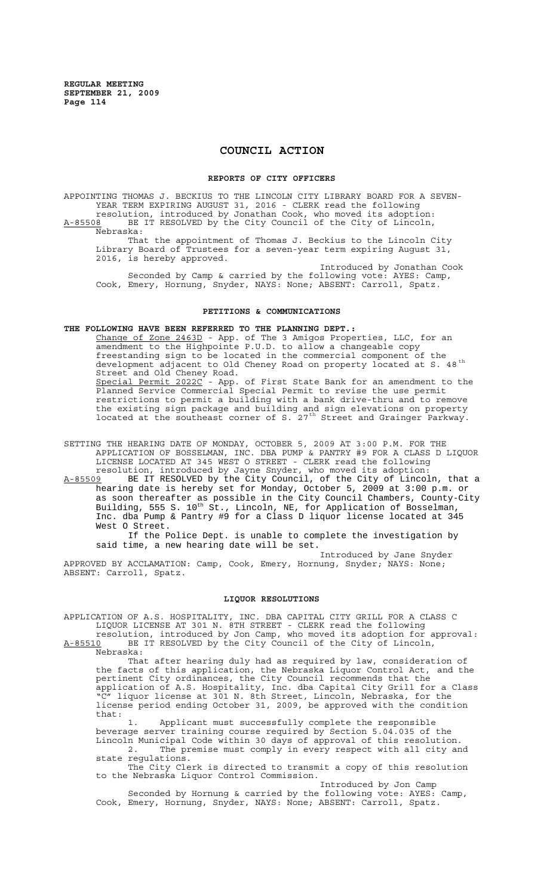# COUNCIL ACTION

## REPORTS OF CITY OFFICERS

APPOINTING THOMAS J. BECKIUS TO THE LINCOLN CITY LIBRARY BOARD FOR A SEVEN-YEAR TERM EXPIRING AUGUST 31, 2016 - CLERK read the following resolution, introduced by Jonathan Cook, who moved its adoption:

A-85508 BE IT RESOLVED by the City Council of the City of Lincoln, Nebraska:

That the appointment of Thomas J. Beckius to the Lincoln City Library Board of Trustees for a seven-year term expiring August 31, 2016, is hereby approved.

Introduced by Jonathan Cook

Seconded by Camp & carried by the following vote: AYES: Camp, Cook, Emery, Hornung, Snyder, NAYS: None; ABSENT: Carroll, Spatz.

## PETITIONS & COMMUNICATIONS

**THE FOLLOWING HAVE BEEN REFERRED TO THE PLANNING DEPT.:**

Change of Zone 2463D - App. of The 3 Amigos Properties, LLC, for an amendment to the Highpointe P.U.D. to allow a changeable copy freestanding sign to be located in the commercial component of the development adjacent to Old Cheney Road on property located at S. 48th Street and Old Cheney Road.

Special Permit 2022C - App. of First State Bank for an amendment to the Planned Service Commercial Special Permit to revise the use permit restrictions to permit a building with a bank drive-thru and to remove the existing sign package and building and sign elevations on property located at the southeast corner of S. 27th Street and Grainger Parkway.

SETTING THE HEARING DATE OF MONDAY, OCTOBER 5, 2009 AT 3:00 P.M. FOR THE APPLICATION OF BOSSELMAN, INC. DBA PUMP & PANTRY #9 FOR A CLASS D LIQUOR LICENSE LOCATED AT 345 WEST O STREET - CLERK read the following resolution, introduced by Jayne Snyder, who moved its adoption:

A-85509 BE IT RESOLVED by the City Council, of the City of Lincoln, that a hearing date is hereby set for Monday, October 5, 2009 at 3:00 p.m. or as soon thereafter as possible in the City Council Chambers, County-City Building, 555 S. 10th St., Lincoln, NE, for Application of Bosselman, Inc. dba Pump & Pantry #9 for a Class D liquor license located at 345 West O Street.

If the Police Dept. is unable to complete the investigation by said time, a new hearing date will be set.

Introduced by Jane Snyder

APPROVED BY ACCLAMATION: Camp, Cook, Emery, Hornung, Snyder; NAYS: None; ABSENT: Carroll, Spatz.

## LIQUOR RESOLUTIONS

APPLICATION OF A.S. HOSPITALITY, INC. DBA CAPITAL CITY GRILL FOR A CLASS C LIQUOR LICENSE AT 301 N. 8TH STREET - CLERK read the following resolution, introduced by Jon Camp, who moved its adoption for approval:

A-85510 BE IT RESOLVED by the City Council of the City of Lincoln, Nebraska:

That after hearing duly had as required by law, consideration of the facts of this application, the Nebraska Liquor Control Act, and the pertinent City ordinances, the City Council recommends that the application of A.S. Hospitality, Inc. dba Capital City Grill for a Class "C" liquor license at 301 N. 8th Street, Lincoln, Nebraska, for the license period ending October 31, 2009, be approved with the condition that:

1. Applicant must successfully complete the responsible beverage server training course required by Section 5.04.035 of the Lincoln Municipal Code within 30 days of approval of this resolution.
2. The premise must comply in every respect with all city and state regulations.

The City Clerk is directed to transmit a copy of this resolution to the Nebraska Liquor Control Commission.

Introduced by Jon Camp

Seconded by Hornung & carried by the following vote: AYES: Camp, Cook, Emery, Hornung, Snyder, NAYS: None; ABSENT: Carroll, Spatz.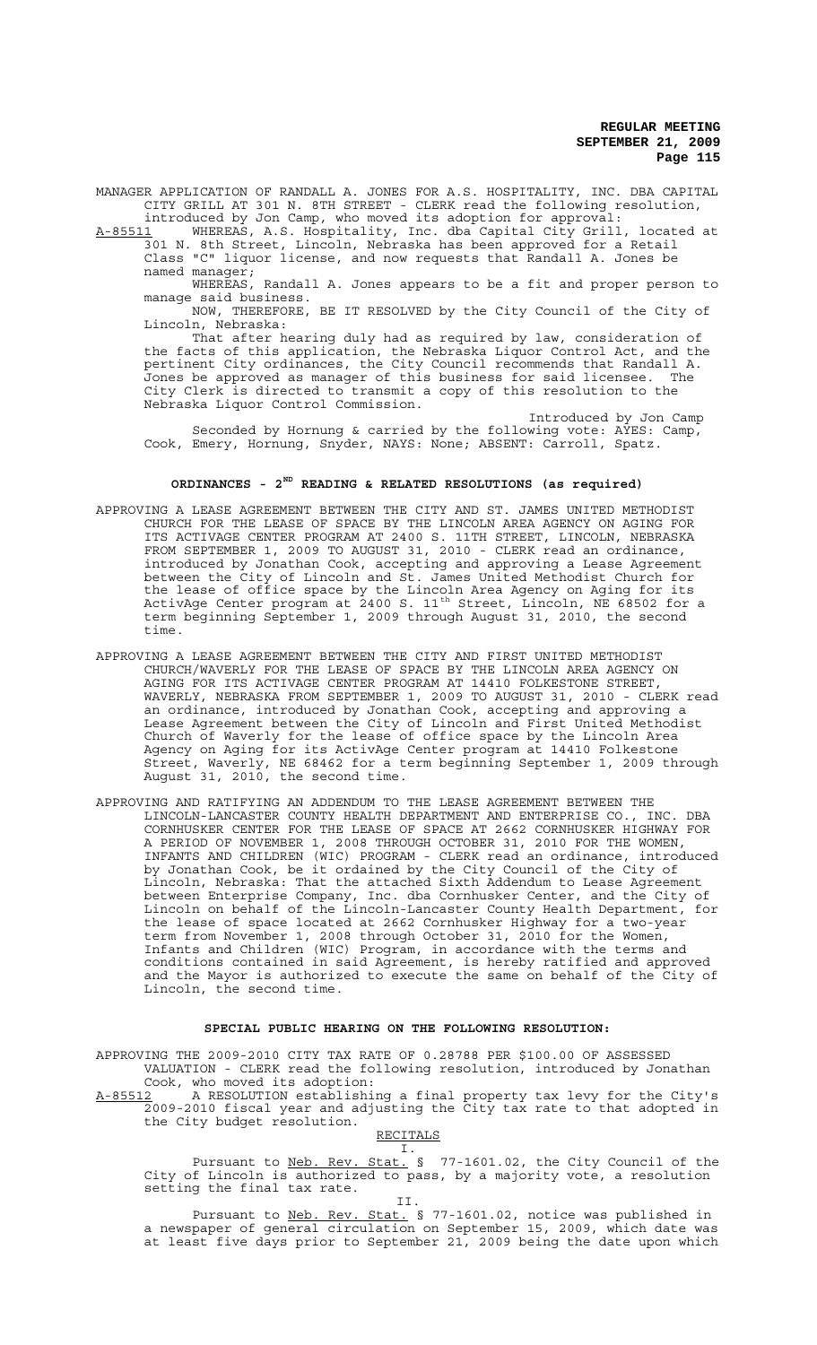MANAGER APPLICATION OF RANDALL A. JONES FOR A.S. HOSPITALITY, INC. DBA CAPITAL CITY GRILL AT 301 N. 8TH STREET - CLERK read the following resolution, introduced by Jon Camp, who moved its adoption for approval:

A-85511 WHEREAS, A.S. Hospitality, Inc. dba Capital City Grill, located at 301 N. 8th Street, Lincoln, Nebraska has been approved for a Retail Class "C" liquor license, and now requests that Randall A. Jones be named manager;

WHEREAS, Randall A. Jones appears to be a fit and proper person to manage said business.

NOW, THEREFORE, BE IT RESOLVED by the City Council of the City of Lincoln, Nebraska:

That after hearing duly had as required by law, consideration of the facts of this application, the Nebraska Liquor Control Act, and the pertinent City ordinances, the City Council recommends that Randall A. Jones be approved as manager of this business for said licensee. The City Clerk is directed to transmit a copy of this resolution to the Nebraska Liquor Control Commission.

Introduced by Jon Camp

Seconded by Hornung & carried by the following vote: AYES: Camp, Cook, Emery, Hornung, Snyder, NAYS: None; ABSENT: Carroll, Spatz.

## ORDINANCES - 2ND READING & RELATED RESOLUTIONS (as required)

APPROVING A LEASE AGREEMENT BETWEEN THE CITY AND ST. JAMES UNITED METHODIST CHURCH FOR THE LEASE OF SPACE BY THE LINCOLN AREA AGENCY ON AGING FOR ITS ACTIVAGE CENTER PROGRAM AT 2400 S. 11TH STREET, LINCOLN, NEBRASKA FROM SEPTEMBER 1, 2009 TO AUGUST 31, 2010 - CLERK read an ordinance, introduced by Jonathan Cook, accepting and approving a Lease Agreement between the City of Lincoln and St. James United Methodist Church for the lease of office space by the Lincoln Area Agency on Aging for its ActivAge Center program at 2400 S. 11th Street, Lincoln, NE 68502 for a term beginning September 1, 2009 through August 31, 2010, the second time.

APPROVING A LEASE AGREEMENT BETWEEN THE CITY AND FIRST UNITED METHODIST CHURCH/WAVERLY FOR THE LEASE OF SPACE BY THE LINCOLN AREA AGENCY ON AGING FOR ITS ACTIVAGE CENTER PROGRAM AT 14410 FOLKESTONE STREET, WAVERLY, NEBRASKA FROM SEPTEMBER 1, 2009 TO AUGUST 31, 2010 - CLERK read an ordinance, introduced by Jonathan Cook, accepting and approving a Lease Agreement between the City of Lincoln and First United Methodist Church of Waverly for the lease of office space by the Lincoln Area Agency on Aging for its ActivAge Center program at 14410 Folkestone Street, Waverly, NE 68462 for a term beginning September 1, 2009 through August 31, 2010, the second time.

APPROVING AND RATIFYING AN ADDENDUM TO THE LEASE AGREEMENT BETWEEN THE LINCOLN-LANCASTER COUNTY HEALTH DEPARTMENT AND ENTERPRISE CO., INC. DBA CORNHUSKER CENTER FOR THE LEASE OF SPACE AT 2662 CORNHUSKER HIGHWAY FOR A PERIOD OF NOVEMBER 1, 2008 THROUGH OCTOBER 31, 2010 FOR THE WOMEN, INFANTS AND CHILDREN (WIC) PROGRAM - CLERK read an ordinance, introduced by Jonathan Cook, be it ordained by the City Council of the City of Lincoln, Nebraska: That the attached Sixth Addendum to Lease Agreement between Enterprise Company, Inc. dba Cornhusker Center, and the City of Lincoln on behalf of the Lincoln-Lancaster County Health Department, for the lease of space located at 2662 Cornhusker Highway for a two-year term from November 1, 2008 through October 31, 2010 for the Women, Infants and Children (WIC) Program, in accordance with the terms and conditions contained in said Agreement, is hereby ratified and approved and the Mayor is authorized to execute the same on behalf of the City of Lincoln, the second time.

## SPECIAL PUBLIC HEARING ON THE FOLLOWING RESOLUTION:

APPROVING THE 2009-2010 CITY TAX RATE OF 0.28788 PER $100.00 OF ASSESSED VALUATION - CLERK read the following resolution, introduced by Jonathan Cook, who moved its adoption:

A-85512 A RESOLUTION establishing a final property tax levy for the City's 2009-2010 fiscal year and adjusting the City tax rate to that adopted in the City budget resolution.

RECITALS

I.

Pursuant to Neb. Rev. Stat. § 77-1601.02, the City Council of the City of Lincoln is authorized to pass, by a majority vote, a resolution setting the final tax rate.

II.

Pursuant to Neb. Rev. Stat. § 77-1601.02, notice was published in a newspaper of general circulation on September 15, 2009, which date was at least five days prior to September 21, 2009 being the date upon which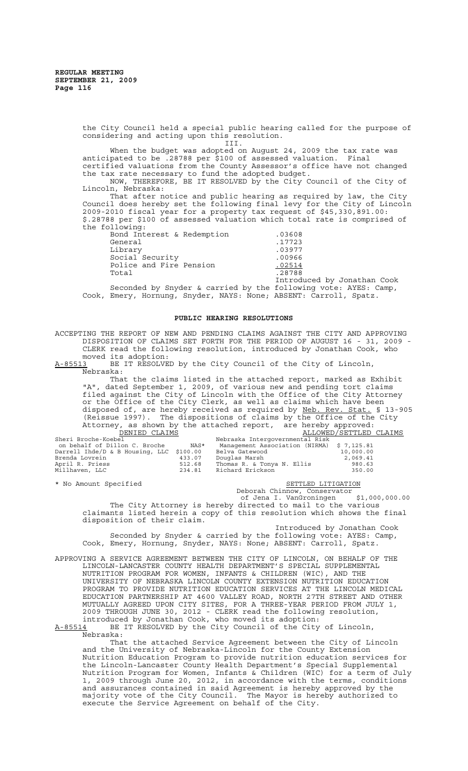the City Council held a special public hearing called for the purpose of considering and acting upon this resolution.

III.

When the budget was adopted on August 24, 2009 the tax rate was anticipated to be .28788 per $100 of assessed valuation. Final certified valuations from the County Assessor's office have not changed the tax rate necessary to fund the adopted budget.

NOW, THEREFORE, BE IT RESOLVED by the City Council of the City of Lincoln, Nebraska:

That after notice and public hearing as required by law, the City Council does hereby set the following final levy for the City of Lincoln 2009-2010 fiscal year for a property tax request of $45,330,891.00: $.28788 per $100 of assessed valuation which total rate is comprised of the following:

| | |
|---|---|
| Bond Interest & Redemption | .03608 |
| General | .17723 |
| Library | .03977 |
| Social Security | .00966 |
| Police and Fire Pension | .02514 |
| Total | .28788 |

Introduced by Jonathan Cook

Seconded by Snyder & carried by the following vote: AYES: Camp, Cook, Emery, Hornung, Snyder, NAYS: None; ABSENT: Carroll, Spatz.

## PUBLIC HEARING RESOLUTIONS

ACCEPTING THE REPORT OF NEW AND PENDING CLAIMS AGAINST THE CITY AND APPROVING DISPOSITION OF CLAIMS SET FORTH FOR THE PERIOD OF AUGUST 16 - 31, 2009 - CLERK read the following resolution, introduced by Jonathan Cook, who moved its adoption:

A-85513 BE IT RESOLVED by the City Council of the City of Lincoln, Nebraska:

That the claims listed in the attached report, marked as Exhibit "A", dated September 1, 2009, of various new and pending tort claims filed against the City of Lincoln with the Office of the City Attorney or the Office of the City Clerk, as well as claims which have been disposed of, are hereby received as required by Neb. Rev. Stat. § 13-905 (Reissue 1997). The dispositions of claims by the Office of the City Attorney, as shown by the attached report, are hereby approved:

| DENIED CLAIMS | | ALLOWED/SETTLED CLAIMS | |
|---|---|---|---|
| Sheri Broche-Koebel on behalf of Dillon C. Broche | NAS* | Nebraska Intergovernmental Risk Management Association (NIRMA) | $ 7,125.81 |
| Darrell Ihde/D & B Housing, LLC | $100.00 | Belva Gatewood | 10,000.00 |
| Brenda Lovrein | 433.07 | Douglas Marsh | 2,069.41 |
| April R. Priess | 512.68 | Thomas R. & Tonya N. Ellis | 980.63 |
| Millhaven, LLC | 234.81 | Richard Erickson | 350.00 |

\* No Amount Specified

SETTLED LITIGATION
Deborah Chinnow, Conservator of Jena I. VanGroningen $1,000,000.00

The City Attorney is hereby directed to mail to the various claimants listed herein a copy of this resolution which shows the final disposition of their claim.

Introduced by Jonathan Cook

Seconded by Snyder & carried by the following vote: AYES: Camp, Cook, Emery, Hornung, Snyder, NAYS: None; ABSENT: Carroll, Spatz.

APPROVING A SERVICE AGREEMENT BETWEEN THE CITY OF LINCOLN, ON BEHALF OF THE LINCOLN-LANCASTER COUNTY HEALTH DEPARTMENT'S SPECIAL SUPPLEMENTAL NUTRITION PROGRAM FOR WOMEN, INFANTS & CHILDREN (WIC), AND THE UNIVERSITY OF NEBRASKA LINCOLN COUNTY EXTENSION NUTRITION EDUCATION PROGRAM TO PROVIDE NUTRITION EDUCATION SERVICES AT THE LINCOLN MEDICAL EDUCATION PARTNERSHIP AT 4600 VALLEY ROAD, NORTH 27TH STREET AND OTHER MUTUALLY AGREED UPON CITY SITES, FOR A THREE-YEAR PERIOD FROM JULY 1, 2009 THROUGH JUNE 30, 2012 - CLERK read the following resolution, introduced by Jonathan Cook, who moved its adoption:

A-85514 BE IT RESOLVED by the City Council of the City of Lincoln, Nebraska:

That the attached Service Agreement between the City of Lincoln and the University of Nebraska-Lincoln for the County Extension Nutrition Education Program to provide nutrition education services for the Lincoln-Lancaster County Health Department's Special Supplemental Nutrition Program for Women, Infants & Children (WIC) for a term of July 1, 2009 through June 20, 2012, in accordance with the terms, conditions and assurances contained in said Agreement is hereby approved by the majority vote of the City Council. The Mayor is hereby authorized to execute the Service Agreement on behalf of the City.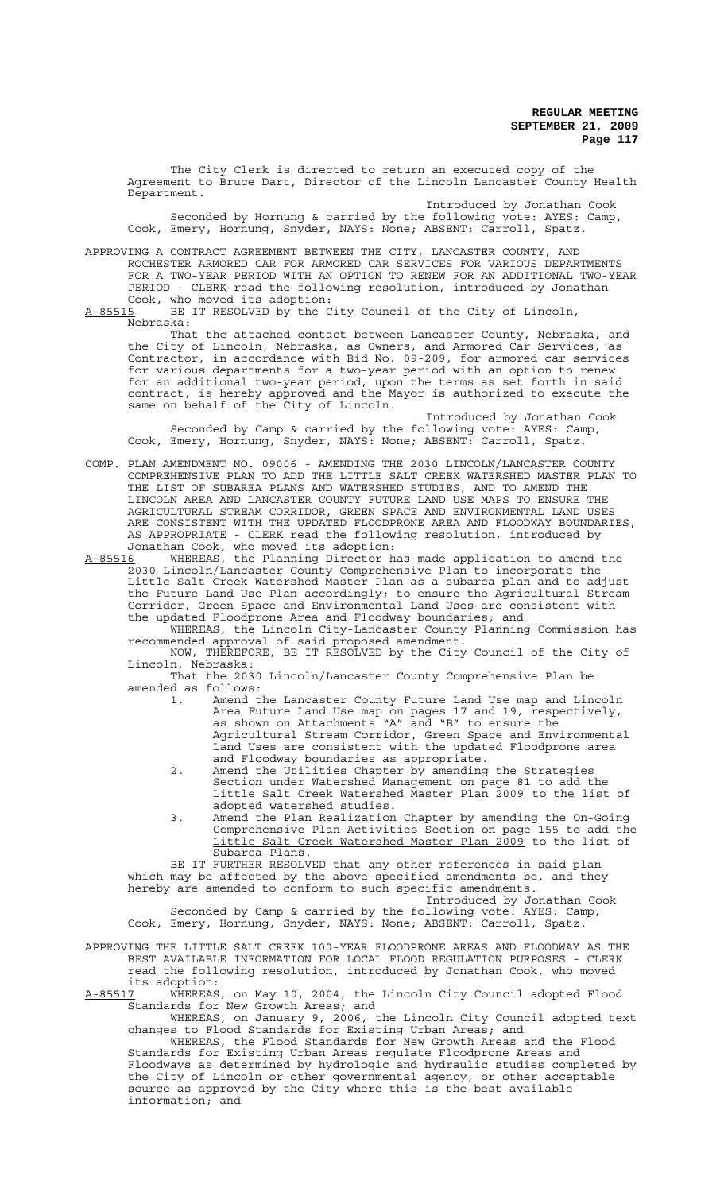The City Clerk is directed to return an executed copy of the Agreement to Bruce Dart, Director of the Lincoln Lancaster County Health Department.

Introduced by Jonathan Cook

Seconded by Hornung & carried by the following vote: AYES: Camp, Cook, Emery, Hornung, Snyder, NAYS: None; ABSENT: Carroll, Spatz.

APPROVING A CONTRACT AGREEMENT BETWEEN THE CITY, LANCASTER COUNTY, AND ROCHESTER ARMORED CAR FOR ARMORED CAR SERVICES FOR VARIOUS DEPARTMENTS FOR A TWO-YEAR PERIOD WITH AN OPTION TO RENEW FOR AN ADDITIONAL TWO-YEAR PERIOD - CLERK read the following resolution, introduced by Jonathan Cook, who moved its adoption:

A-85515 BE IT RESOLVED by the City Council of the City of Lincoln, Nebraska:

That the attached contact between Lancaster County, Nebraska, and the City of Lincoln, Nebraska, as Owners, and Armored Car Services, as Contractor, in accordance with Bid No. 09-209, for armored car services for various departments for a two-year period with an option to renew for an additional two-year period, upon the terms as set forth in said contract, is hereby approved and the Mayor is authorized to execute the same on behalf of the City of Lincoln.

Introduced by Jonathan Cook

Seconded by Camp & carried by the following vote: AYES: Camp, Cook, Emery, Hornung, Snyder, NAYS: None; ABSENT: Carroll, Spatz.

COMP. PLAN AMENDMENT NO. 09006 - AMENDING THE 2030 LINCOLN/LANCASTER COUNTY COMPREHENSIVE PLAN TO ADD THE LITTLE SALT CREEK WATERSHED MASTER PLAN TO THE LIST OF SUBAREA PLANS AND WATERSHED STUDIES, AND TO AMEND THE LINCOLN AREA AND LANCASTER COUNTY FUTURE LAND USE MAPS TO ENSURE THE AGRICULTURAL STREAM CORRIDOR, GREEN SPACE AND ENVIRONMENTAL LAND USES ARE CONSISTENT WITH THE UPDATED FLOODPRONE AREA AND FLOODWAY BOUNDARIES, AS APPROPRIATE - CLERK read the following resolution, introduced by Jonathan Cook, who moved its adoption:

A-85516 WHEREAS, the Planning Director has made application to amend the 2030 Lincoln/Lancaster County Comprehensive Plan to incorporate the Little Salt Creek Watershed Master Plan as a subarea plan and to adjust the Future Land Use Plan accordingly; to ensure the Agricultural Stream Corridor, Green Space and Environmental Land Uses are consistent with the updated Floodprone Area and Floodway boundaries; and

WHEREAS, the Lincoln City-Lancaster County Planning Commission has recommended approval of said proposed amendment.

NOW, THEREFORE, BE IT RESOLVED by the City Council of the City of Lincoln, Nebraska:

That the 2030 Lincoln/Lancaster County Comprehensive Plan be amended as follows:

1. Amend the Lancaster County Future Land Use map and Lincoln Area Future Land Use map on pages 17 and 19, respectively, as shown on Attachments "A" and "B" to ensure the Agricultural Stream Corridor, Green Space and Environmental Land Uses are consistent with the updated Floodprone area and Floodway boundaries as appropriate.
2. Amend the Utilities Chapter by amending the Strategies Section under Watershed Management on page 81 to add the Little Salt Creek Watershed Master Plan 2009 to the list of adopted watershed studies.
3. Amend the Plan Realization Chapter by amending the On-Going Comprehensive Plan Activities Section on page 155 to add the Little Salt Creek Watershed Master Plan 2009 to the list of Subarea Plans.

BE IT FURTHER RESOLVED that any other references in said plan which may be affected by the above-specified amendments be, and they hereby are amended to conform to such specific amendments.

Introduced by Jonathan Cook

Seconded by Camp & carried by the following vote: AYES: Camp, Cook, Emery, Hornung, Snyder, NAYS: None; ABSENT: Carroll, Spatz.

APPROVING THE LITTLE SALT CREEK 100-YEAR FLOODPRONE AREAS AND FLOODWAY AS THE BEST AVAILABLE INFORMATION FOR LOCAL FLOOD REGULATION PURPOSES - CLERK read the following resolution, introduced by Jonathan Cook, who moved its adoption:

A-85517 WHEREAS, on May 10, 2004, the Lincoln City Council adopted Flood Standards for New Growth Areas; and

WHEREAS, on January 9, 2006, the Lincoln City Council adopted text changes to Flood Standards for Existing Urban Areas; and

WHEREAS, the Flood Standards for New Growth Areas and the Flood Standards for Existing Urban Areas regulate Floodprone Areas and Floodways as determined by hydrologic and hydraulic studies completed by the City of Lincoln or other governmental agency, or other acceptable source as approved by the City where this is the best available information; and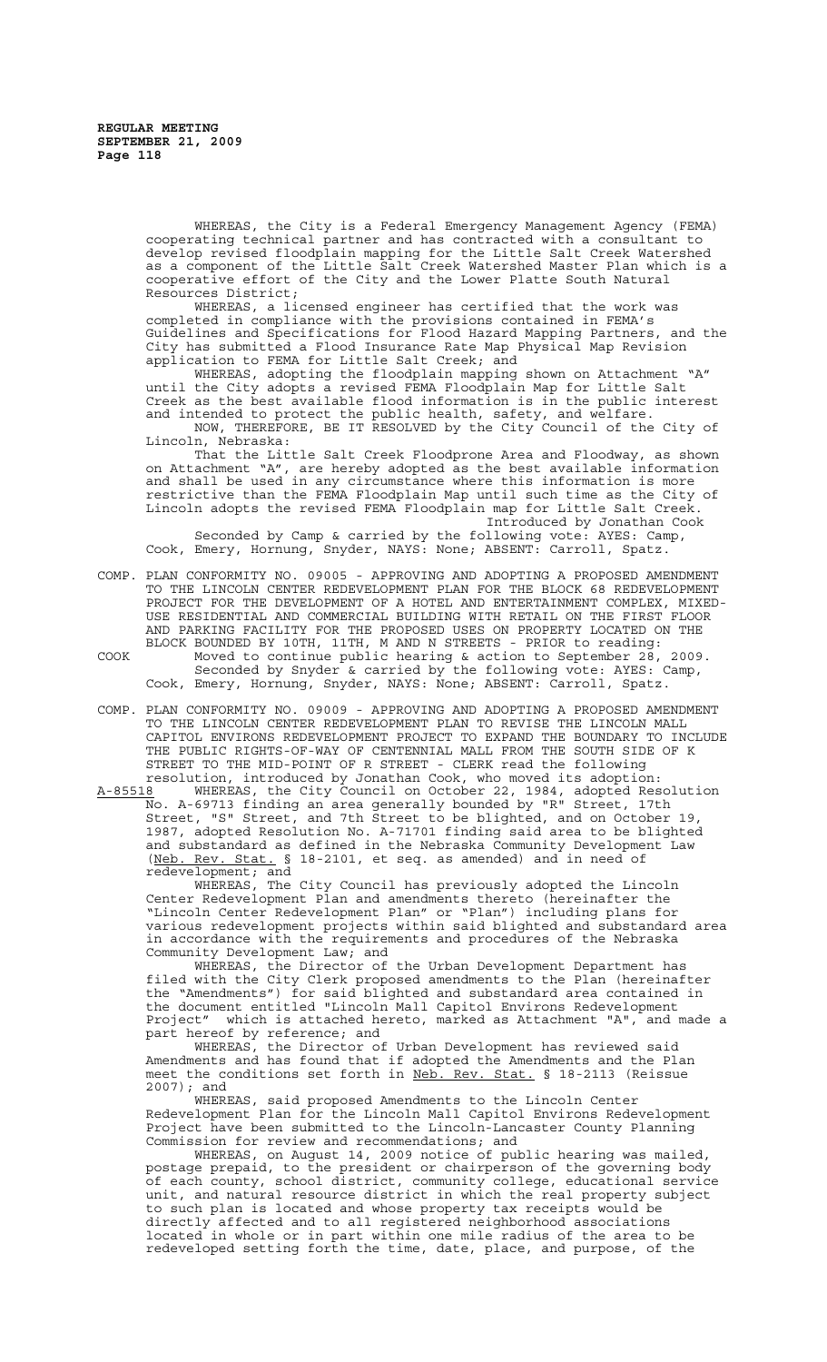WHEREAS, the City is a Federal Emergency Management Agency (FEMA) cooperating technical partner and has contracted with a consultant to develop revised floodplain mapping for the Little Salt Creek Watershed as a component of the Little Salt Creek Watershed Master Plan which is a cooperative effort of the City and the Lower Platte South Natural Resources District;

WHEREAS, a licensed engineer has certified that the work was completed in compliance with the provisions contained in FEMA's Guidelines and Specifications for Flood Hazard Mapping Partners, and the City has submitted a Flood Insurance Rate Map Physical Map Revision application to FEMA for Little Salt Creek; and

WHEREAS, adopting the floodplain mapping shown on Attachment "A" until the City adopts a revised FEMA Floodplain Map for Little Salt Creek as the best available flood information is in the public interest and intended to protect the public health, safety, and welfare.

NOW, THEREFORE, BE IT RESOLVED by the City Council of the City of Lincoln, Nebraska:

That the Little Salt Creek Floodprone Area and Floodway, as shown on Attachment "A", are hereby adopted as the best available information and shall be used in any circumstance where this information is more restrictive than the FEMA Floodplain Map until such time as the City of Lincoln adopts the revised FEMA Floodplain map for Little Salt Creek.

Introduced by Jonathan Cook

Seconded by Camp & carried by the following vote: AYES: Camp, Cook, Emery, Hornung, Snyder, NAYS: None; ABSENT: Carroll, Spatz.

COMP. PLAN CONFORMITY NO. 09005 - APPROVING AND ADOPTING A PROPOSED AMENDMENT TO THE LINCOLN CENTER REDEVELOPMENT PLAN FOR THE BLOCK 68 REDEVELOPMENT PROJECT FOR THE DEVELOPMENT OF A HOTEL AND ENTERTAINMENT COMPLEX, MIXED-USE RESIDENTIAL AND COMMERCIAL BUILDING WITH RETAIL ON THE FIRST FLOOR AND PARKING FACILITY FOR THE PROPOSED USES ON PROPERTY LOCATED ON THE BLOCK BOUNDED BY 10TH, 11TH, M AND N STREETS - PRIOR to reading:

COOK Moved to continue public hearing & action to September 28, 2009.

Seconded by Snyder & carried by the following vote: AYES: Camp, Cook, Emery, Hornung, Snyder, NAYS: None; ABSENT: Carroll, Spatz.

COMP. PLAN CONFORMITY NO. 09009 - APPROVING AND ADOPTING A PROPOSED AMENDMENT TO THE LINCOLN CENTER REDEVELOPMENT PLAN TO REVISE THE LINCOLN MALL CAPITOL ENVIRONS REDEVELOPMENT PROJECT TO EXPAND THE BOUNDARY TO INCLUDE THE PUBLIC RIGHTS-OF-WAY OF CENTENNIAL MALL FROM THE SOUTH SIDE OF K STREET TO THE MID-POINT OF R STREET - CLERK read the following resolution, introduced by Jonathan Cook, who moved its adoption:

A-85518 WHEREAS, the City Council on October 22, 1984, adopted Resolution No. A-69713 finding an area generally bounded by "R" Street, 17th Street, "S" Street, and 7th Street to be blighted, and on October 19, 1987, adopted Resolution No. A-71701 finding said area to be blighted and substandard as defined in the Nebraska Community Development Law (Neb. Rev. Stat. § 18-2101, et seq. as amended) and in need of redevelopment; and

WHEREAS, The City Council has previously adopted the Lincoln Center Redevelopment Plan and amendments thereto (hereinafter the "Lincoln Center Redevelopment Plan" or "Plan") including plans for various redevelopment projects within said blighted and substandard area in accordance with the requirements and procedures of the Nebraska Community Development Law; and

WHEREAS, the Director of the Urban Development Department has filed with the City Clerk proposed amendments to the Plan (hereinafter the "Amendments") for said blighted and substandard area contained in the document entitled "Lincoln Mall Capitol Environs Redevelopment Project" which is attached hereto, marked as Attachment "A", and made a part hereof by reference; and

WHEREAS, the Director of Urban Development has reviewed said Amendments and has found that if adopted the Amendments and the Plan meet the conditions set forth in Neb. Rev. Stat. § 18-2113 (Reissue 2007); and

WHEREAS, said proposed Amendments to the Lincoln Center Redevelopment Plan for the Lincoln Mall Capitol Environs Redevelopment Project have been submitted to the Lincoln-Lancaster County Planning Commission for review and recommendations; and

WHEREAS, on August 14, 2009 notice of public hearing was mailed, postage prepaid, to the president or chairperson of the governing body of each county, school district, community college, educational service unit, and natural resource district in which the real property subject to such plan is located and whose property tax receipts would be directly affected and to all registered neighborhood associations located in whole or in part within one mile radius of the area to be redeveloped setting forth the time, date, place, and purpose, of the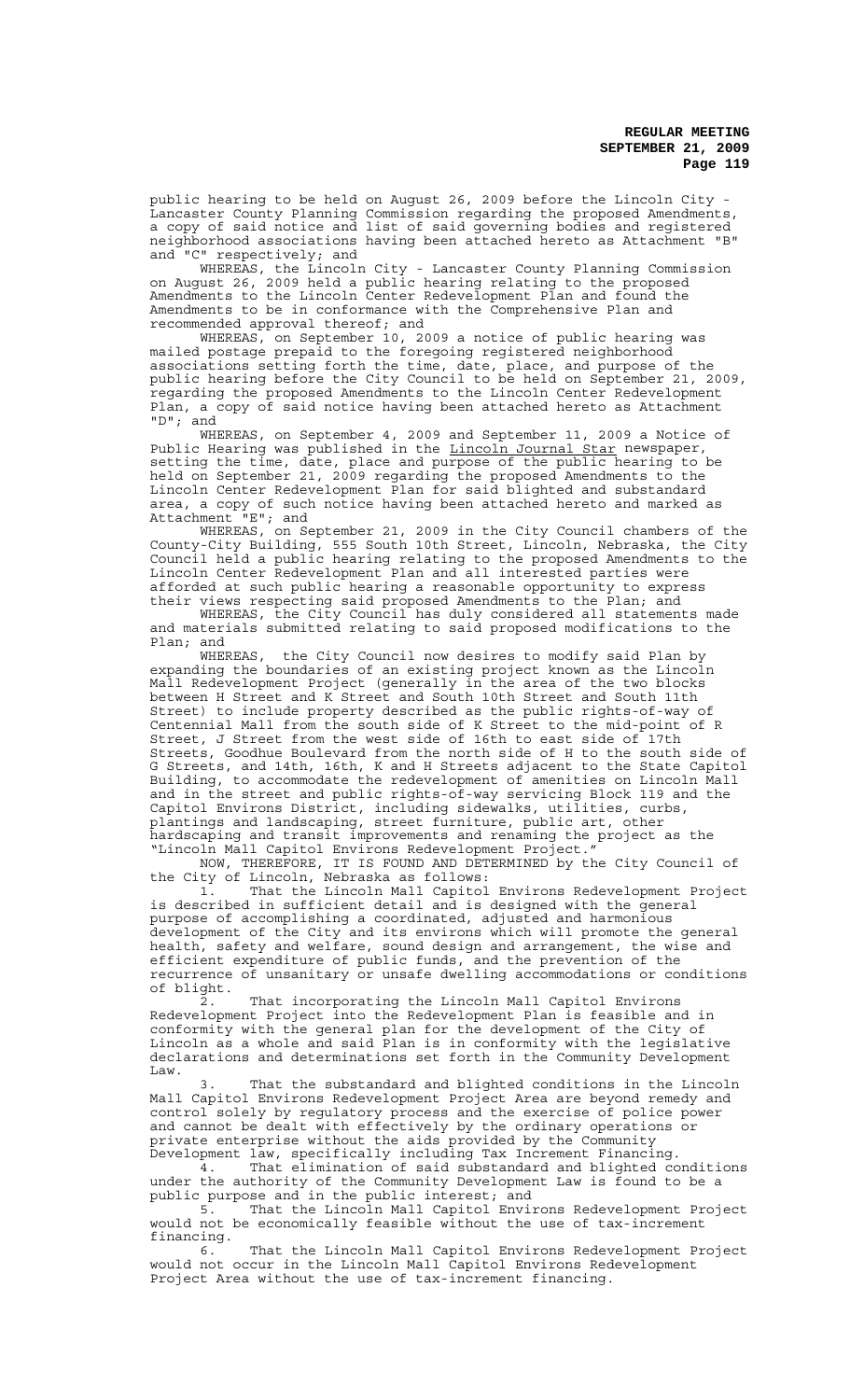public hearing to be held on August 26, 2009 before the Lincoln City - Lancaster County Planning Commission regarding the proposed Amendments, a copy of said notice and list of said governing bodies and registered neighborhood associations having been attached hereto as Attachment "B" and "C" respectively; and

WHEREAS, the Lincoln City - Lancaster County Planning Commission on August 26, 2009 held a public hearing relating to the proposed Amendments to the Lincoln Center Redevelopment Plan and found the Amendments to be in conformance with the Comprehensive Plan and recommended approval thereof; and

WHEREAS, on September 10, 2009 a notice of public hearing was mailed postage prepaid to the foregoing registered neighborhood associations setting forth the time, date, place, and purpose of the public hearing before the City Council to be held on September 21, 2009, regarding the proposed Amendments to the Lincoln Center Redevelopment Plan, a copy of said notice having been attached hereto as Attachment "D"; and

WHEREAS, on September 4, 2009 and September 11, 2009 a Notice of Public Hearing was published in the Lincoln Journal Star newspaper, setting the time, date, place and purpose of the public hearing to be held on September 21, 2009 regarding the proposed Amendments to the Lincoln Center Redevelopment Plan for said blighted and substandard area, a copy of such notice having been attached hereto and marked as Attachment "E"; and

WHEREAS, on September 21, 2009 in the City Council chambers of the County-City Building, 555 South 10th Street, Lincoln, Nebraska, the City Council held a public hearing relating to the proposed Amendments to the Lincoln Center Redevelopment Plan and all interested parties were afforded at such public hearing a reasonable opportunity to express their views respecting said proposed Amendments to the Plan; and

WHEREAS, the City Council has duly considered all statements made and materials submitted relating to said proposed modifications to the Plan; and

WHEREAS, the City Council now desires to modify said Plan by expanding the boundaries of an existing project known as the Lincoln Mall Redevelopment Project (generally in the area of the two blocks between H Street and K Street and South 10th Street and South 11th Street) to include property described as the public rights-of-way of Centennial Mall from the south side of K Street to the mid-point of R Street, J Street from the west side of 16th to east side of 17th Streets, Goodhue Boulevard from the north side of H to the south side of G Streets, and 14th, 16th, K and H Streets adjacent to the State Capitol Building, to accommodate the redevelopment of amenities on Lincoln Mall and in the street and public rights-of-way servicing Block 119 and the Capitol Environs District, including sidewalks, utilities, curbs, plantings and landscaping, street furniture, public art, other hardscaping and transit improvements and renaming the project as the "Lincoln Mall Capitol Environs Redevelopment Project."

NOW, THEREFORE, IT IS FOUND AND DETERMINED by the City Council of the City of Lincoln, Nebraska as follows:

1. That the Lincoln Mall Capitol Environs Redevelopment Project is described in sufficient detail and is designed with the general purpose of accomplishing a coordinated, adjusted and harmonious development of the City and its environs which will promote the general health, safety and welfare, sound design and arrangement, the wise and efficient expenditure of public funds, and the prevention of the recurrence of unsanitary or unsafe dwelling accommodations or conditions of blight.

2. That incorporating the Lincoln Mall Capitol Environs Redevelopment Project into the Redevelopment Plan is feasible and in conformity with the general plan for the development of the City of Lincoln as a whole and said Plan is in conformity with the legislative declarations and determinations set forth in the Community Development Law.

3. That the substandard and blighted conditions in the Lincoln Mall Capitol Environs Redevelopment Project Area are beyond remedy and control solely by regulatory process and the exercise of police power and cannot be dealt with effectively by the ordinary operations or private enterprise without the aids provided by the Community Development law, specifically including Tax Increment Financing.

4. That elimination of said substandard and blighted conditions under the authority of the Community Development Law is found to be a public purpose and in the public interest; and

5. That the Lincoln Mall Capitol Environs Redevelopment Project would not be economically feasible without the use of tax-increment financing.

6. That the Lincoln Mall Capitol Environs Redevelopment Project would not occur in the Lincoln Mall Capitol Environs Redevelopment Project Area without the use of tax-increment financing.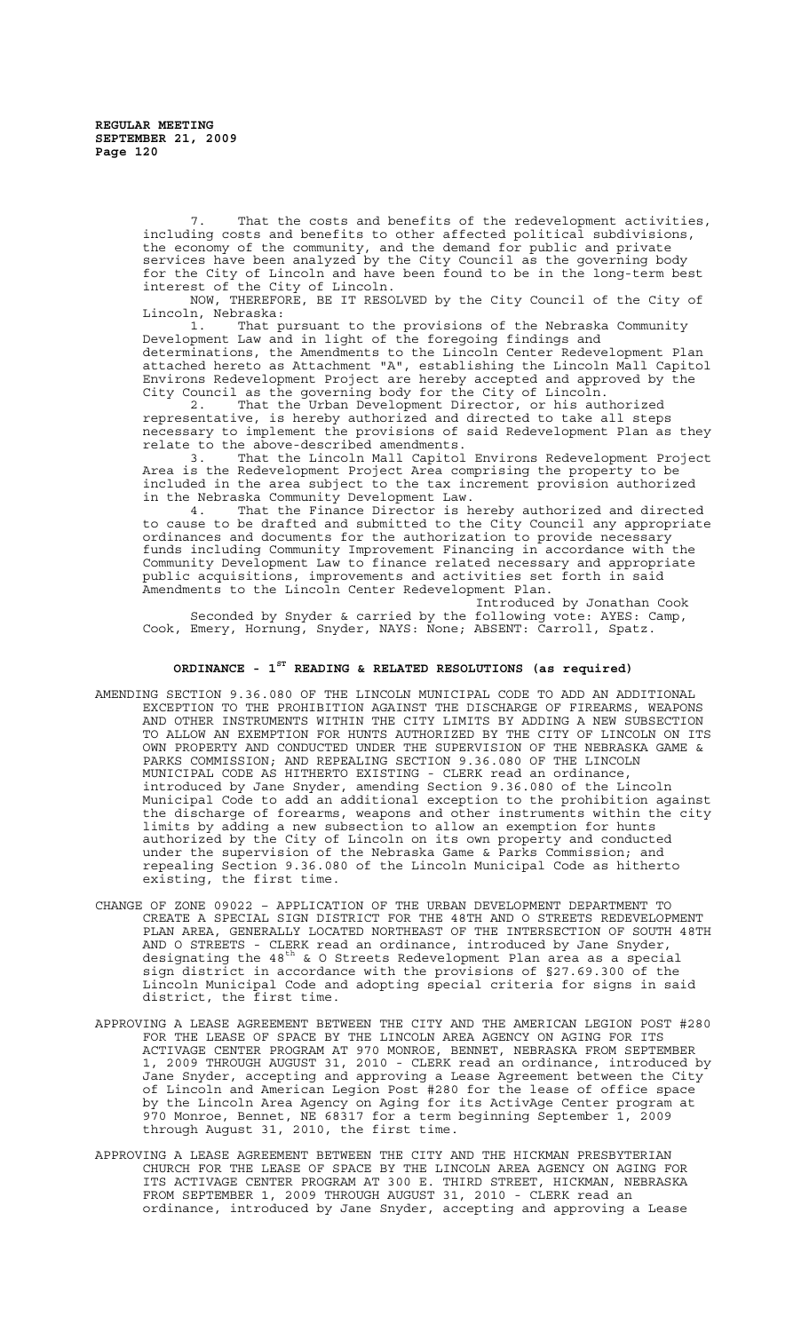7. That the costs and benefits of the redevelopment activities, including costs and benefits to other affected political subdivisions, the economy of the community, and the demand for public and private services have been analyzed by the City Council as the governing body for the City of Lincoln and have been found to be in the long-term best interest of the City of Lincoln.

NOW, THEREFORE, BE IT RESOLVED by the City Council of the City of Lincoln, Nebraska:

1. That pursuant to the provisions of the Nebraska Community Development Law and in light of the foregoing findings and determinations, the Amendments to the Lincoln Center Redevelopment Plan attached hereto as Attachment "A", establishing the Lincoln Mall Capitol Environs Redevelopment Project are hereby accepted and approved by the City Council as the governing body for the City of Lincoln.

2. That the Urban Development Director, or his authorized representative, is hereby authorized and directed to take all steps necessary to implement the provisions of said Redevelopment Plan as they relate to the above-described amendments.

3. That the Lincoln Mall Capitol Environs Redevelopment Project Area is the Redevelopment Project Area comprising the property to be included in the area subject to the tax increment provision authorized in the Nebraska Community Development Law.

4. That the Finance Director is hereby authorized and directed to cause to be drafted and submitted to the City Council any appropriate ordinances and documents for the authorization to provide necessary funds including Community Improvement Financing in accordance with the Community Development Law to finance related necessary and appropriate public acquisitions, improvements and activities set forth in said Amendments to the Lincoln Center Redevelopment Plan.

Introduced by Jonathan Cook

Seconded by Snyder & carried by the following vote: AYES: Camp, Cook, Emery, Hornung, Snyder, NAYS: None; ABSENT: Carroll, Spatz.

## ORDINANCE - 1ST READING & RELATED RESOLUTIONS (as required)

AMENDING SECTION 9.36.080 OF THE LINCOLN MUNICIPAL CODE TO ADD AN ADDITIONAL EXCEPTION TO THE PROHIBITION AGAINST THE DISCHARGE OF FIREARMS, WEAPONS AND OTHER INSTRUMENTS WITHIN THE CITY LIMITS BY ADDING A NEW SUBSECTION TO ALLOW AN EXEMPTION FOR HUNTS AUTHORIZED BY THE CITY OF LINCOLN ON ITS OWN PROPERTY AND CONDUCTED UNDER THE SUPERVISION OF THE NEBRASKA GAME & PARKS COMMISSION; AND REPEALING SECTION 9.36.080 OF THE LINCOLN MUNICIPAL CODE AS HITHERTO EXISTING - CLERK read an ordinance, introduced by Jane Snyder, amending Section 9.36.080 of the Lincoln Municipal Code to add an additional exception to the prohibition against the discharge of forearms, weapons and other instruments within the city limits by adding a new subsection to allow an exemption for hunts authorized by the City of Lincoln on its own property and conducted under the supervision of the Nebraska Game & Parks Commission; and repealing Section 9.36.080 of the Lincoln Municipal Code as hitherto existing, the first time.

CHANGE OF ZONE 09022 – APPLICATION OF THE URBAN DEVELOPMENT DEPARTMENT TO CREATE A SPECIAL SIGN DISTRICT FOR THE 48TH AND O STREETS REDEVELOPMENT PLAN AREA, GENERALLY LOCATED NORTHEAST OF THE INTERSECTION OF SOUTH 48TH AND O STREETS - CLERK read an ordinance, introduced by Jane Snyder, designating the 48th & O Streets Redevelopment Plan area as a special sign district in accordance with the provisions of §27.69.300 of the Lincoln Municipal Code and adopting special criteria for signs in said district, the first time.

APPROVING A LEASE AGREEMENT BETWEEN THE CITY AND THE AMERICAN LEGION POST #280 FOR THE LEASE OF SPACE BY THE LINCOLN AREA AGENCY ON AGING FOR ITS ACTIVAGE CENTER PROGRAM AT 970 MONROE, BENNET, NEBRASKA FROM SEPTEMBER 1, 2009 THROUGH AUGUST 31, 2010 - CLERK read an ordinance, introduced by Jane Snyder, accepting and approving a Lease Agreement between the City of Lincoln and American Legion Post #280 for the lease of office space by the Lincoln Area Agency on Aging for its ActivAge Center program at 970 Monroe, Bennet, NE 68317 for a term beginning September 1, 2009 through August 31, 2010, the first time.

APPROVING A LEASE AGREEMENT BETWEEN THE CITY AND THE HICKMAN PRESBYTERIAN CHURCH FOR THE LEASE OF SPACE BY THE LINCOLN AREA AGENCY ON AGING FOR ITS ACTIVAGE CENTER PROGRAM AT 300 E. THIRD STREET, HICKMAN, NEBRASKA FROM SEPTEMBER 1, 2009 THROUGH AUGUST 31, 2010 - CLERK read an ordinance, introduced by Jane Snyder, accepting and approving a Lease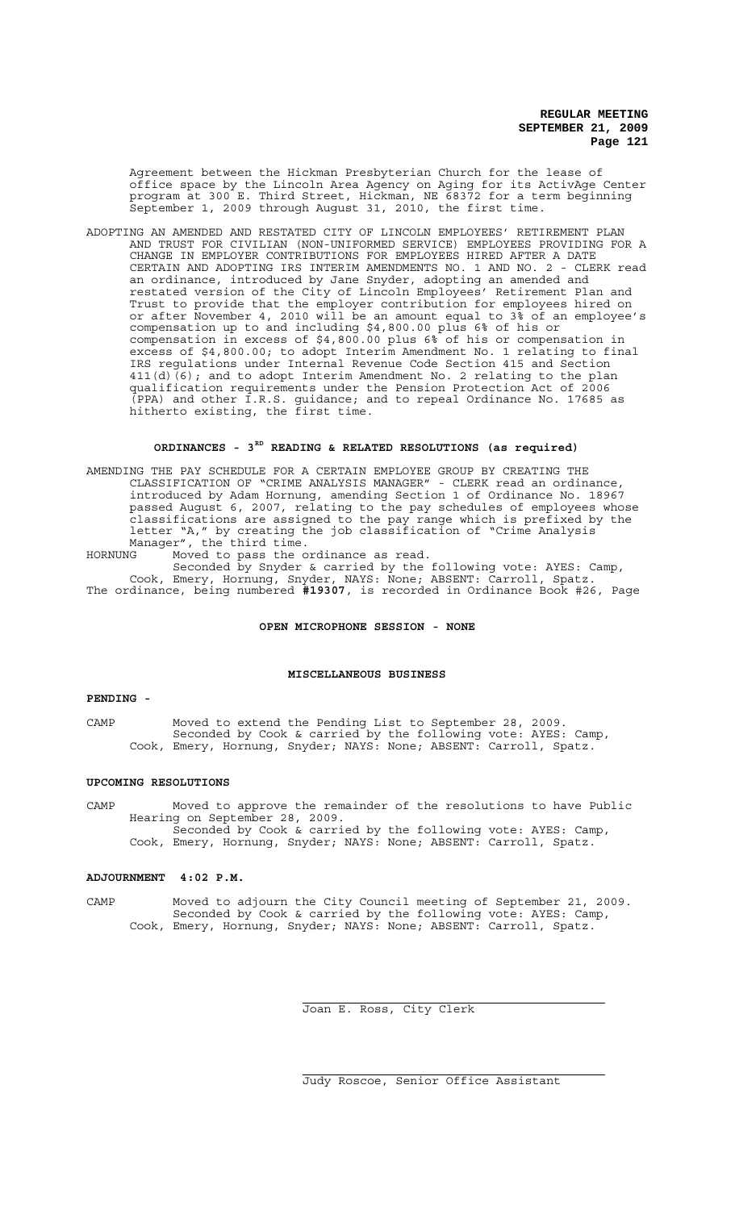Agreement between the Hickman Presbyterian Church for the lease of office space by the Lincoln Area Agency on Aging for its ActivAge Center program at 300 E. Third Street, Hickman, NE 68372 for a term beginning September 1, 2009 through August 31, 2010, the first time.

ADOPTING AN AMENDED AND RESTATED CITY OF LINCOLN EMPLOYEES' RETIREMENT PLAN AND TRUST FOR CIVILIAN (NON-UNIFORMED SERVICE) EMPLOYEES PROVIDING FOR A CHANGE IN EMPLOYER CONTRIBUTIONS FOR EMPLOYEES HIRED AFTER A DATE CERTAIN AND ADOPTING IRS INTERIM AMENDMENTS NO. 1 AND NO. 2 - CLERK read an ordinance, introduced by Jane Snyder, adopting an amended and restated version of the City of Lincoln Employees' Retirement Plan and Trust to provide that the employer contribution for employees hired on or after November 4, 2010 will be an amount equal to 3% of an employee's compensation up to and including $4,800.00 plus 6% of his or compensation in excess of $4,800.00 plus 6% of his or compensation in excess of $4,800.00; to adopt Interim Amendment No. 1 relating to final IRS regulations under Internal Revenue Code Section 415 and Section 411(d)(6); and to adopt Interim Amendment No. 2 relating to the plan qualification requirements under the Pension Protection Act of 2006 (PPA) and other I.R.S. guidance; and to repeal Ordinance No. 17685 as hitherto existing, the first time.

## ORDINANCES - 3RD READING & RELATED RESOLUTIONS (as required)

AMENDING THE PAY SCHEDULE FOR A CERTAIN EMPLOYEE GROUP BY CREATING THE CLASSIFICATION OF "CRIME ANALYSIS MANAGER" - CLERK read an ordinance, introduced by Adam Hornung, amending Section 1 of Ordinance No. 18967 passed August 6, 2007, relating to the pay schedules of employees whose classifications are assigned to the pay range which is prefixed by the letter "A," by creating the job classification of "Crime Analysis Manager", the third time.

HORNUNG Moved to pass the ordinance as read.
Seconded by Snyder & carried by the following vote: AYES: Camp, Cook, Emery, Hornung, Snyder, NAYS: None; ABSENT: Carroll, Spatz.
The ordinance, being numbered **#19307**, is recorded in Ordinance Book #26, Page

## OPEN MICROPHONE SESSION - NONE

## MISCELLANEOUS BUSINESS

### PENDING -

CAMP Moved to extend the Pending List to September 28, 2009.
Seconded by Cook & carried by the following vote: AYES: Camp, Cook, Emery, Hornung, Snyder; NAYS: None; ABSENT: Carroll, Spatz.

### UPCOMING RESOLUTIONS

CAMP Moved to approve the remainder of the resolutions to have Public Hearing on September 28, 2009.
Seconded by Cook & carried by the following vote: AYES: Camp, Cook, Emery, Hornung, Snyder; NAYS: None; ABSENT: Carroll, Spatz.

### ADJOURNMENT 4:02 P.M.

CAMP Moved to adjourn the City Council meeting of September 21, 2009.
Seconded by Cook & carried by the following vote: AYES: Camp, Cook, Emery, Hornung, Snyder; NAYS: None; ABSENT: Carroll, Spatz.

Joan E. Ross, City Clerk

Judy Roscoe, Senior Office Assistant